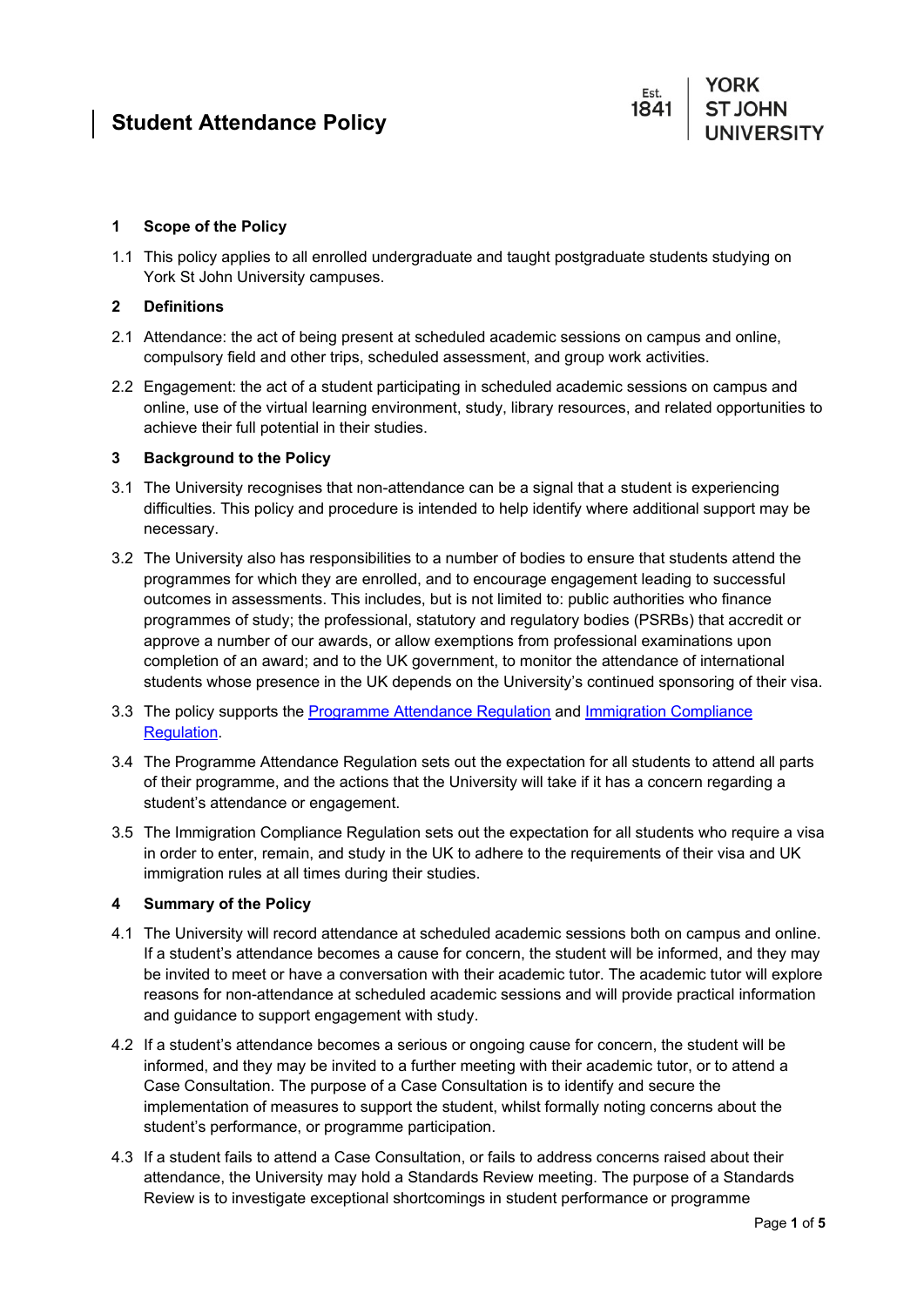# Student Attendance Policy

## 1 Scope of the Policy

1.1 This policy applies to all enrolled undergraduate and taught postgraduate students studying on York St John University campuses.

## 2 Definitions

2.1 Attendance: the act of being present at scheduled academic sessions on campus and online, compulsory field and other trips, scheduled assessment, and group work activities.

2.2 Engagement: the act of a student participating in scheduled academic sessions on campus and online, use of the virtual learning environment, study, library resources, and related opportunities to achieve their full potential in their studies.

## 3 Background to the Policy

3.1 The University recognises that non-attendance can be a signal that a student is experiencing difficulties. This policy and procedure is intended to help identify where additional support may be necessary.

3.2 The University also has responsibilities to a number of bodies to ensure that students attend the programmes for which they are enrolled, and to encourage engagement leading to successful outcomes in assessments. This includes, but is not limited to: public authorities who finance programmes of study; the professional, statutory and regulatory bodies (PSRBs) that accredit or approve a number of our awards, or allow exemptions from professional examinations upon completion of an award; and to the UK government, to monitor the attendance of international students whose presence in the UK depends on the University's continued sponsoring of their visa.

3.3 The policy supports the Programme Attendance Regulation and Immigration Compliance Regulation.

3.4 The Programme Attendance Regulation sets out the expectation for all students to attend all parts of their programme, and the actions that the University will take if it has a concern regarding a student's attendance or engagement.

3.5 The Immigration Compliance Regulation sets out the expectation for all students who require a visa in order to enter, remain, and study in the UK to adhere to the requirements of their visa and UK immigration rules at all times during their studies.

## 4 Summary of the Policy

4.1 The University will record attendance at scheduled academic sessions both on campus and online. If a student's attendance becomes a cause for concern, the student will be informed, and they may be invited to meet or have a conversation with their academic tutor. The academic tutor will explore reasons for non-attendance at scheduled academic sessions and will provide practical information and guidance to support engagement with study.

4.2 If a student's attendance becomes a serious or ongoing cause for concern, the student will be informed, and they may be invited to a further meeting with their academic tutor, or to attend a Case Consultation. The purpose of a Case Consultation is to identify and secure the implementation of measures to support the student, whilst formally noting concerns about the student's performance, or programme participation.

4.3 If a student fails to attend a Case Consultation, or fails to address concerns raised about their attendance, the University may hold a Standards Review meeting. The purpose of a Standards Review is to investigate exceptional shortcomings in student performance or programme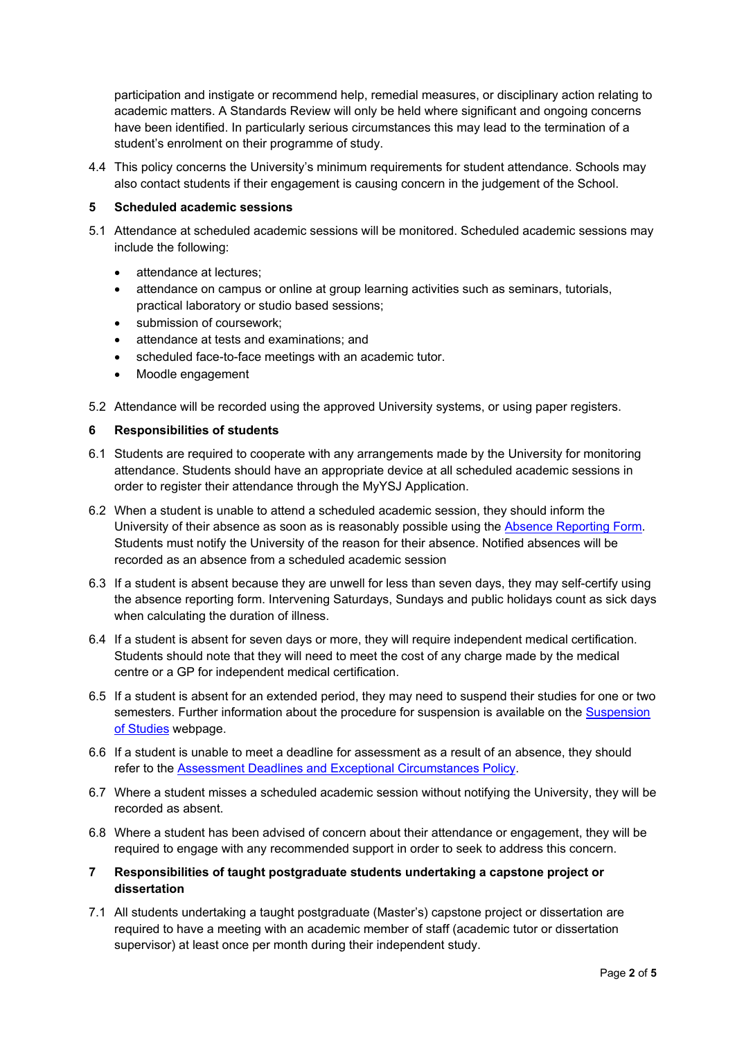participation and instigate or recommend help, remedial measures, or disciplinary action relating to academic matters. A Standards Review will only be held where significant and ongoing concerns have been identified. In particularly serious circumstances this may lead to the termination of a student's enrolment on their programme of study.

4.4 This policy concerns the University's minimum requirements for student attendance. Schools may also contact students if their engagement is causing concern in the judgement of the School.

## 5 Scheduled academic sessions

5.1 Attendance at scheduled academic sessions will be monitored. Scheduled academic sessions may include the following:

- attendance at lectures;
- attendance on campus or online at group learning activities such as seminars, tutorials, practical laboratory or studio based sessions;
- submission of coursework;
- attendance at tests and examinations; and
- scheduled face-to-face meetings with an academic tutor.
- Moodle engagement

5.2 Attendance will be recorded using the approved University systems, or using paper registers.

## 6 Responsibilities of students

6.1 Students are required to cooperate with any arrangements made by the University for monitoring attendance. Students should have an appropriate device at all scheduled academic sessions in order to register their attendance through the MyYSJ Application.

6.2 When a student is unable to attend a scheduled academic session, they should inform the University of their absence as soon as is reasonably possible using the Absence Reporting Form. Students must notify the University of the reason for their absence. Notified absences will be recorded as an absence from a scheduled academic session

6.3 If a student is absent because they are unwell for less than seven days, they may self-certify using the absence reporting form. Intervening Saturdays, Sundays and public holidays count as sick days when calculating the duration of illness.

6.4 If a student is absent for seven days or more, they will require independent medical certification. Students should note that they will need to meet the cost of any charge made by the medical centre or a GP for independent medical certification.

6.5 If a student is absent for an extended period, they may need to suspend their studies for one or two semesters. Further information about the procedure for suspension is available on the Suspension of Studies webpage.

6.6 If a student is unable to meet a deadline for assessment as a result of an absence, they should refer to the Assessment Deadlines and Exceptional Circumstances Policy.

6.7 Where a student misses a scheduled academic session without notifying the University, they will be recorded as absent.

6.8 Where a student has been advised of concern about their attendance or engagement, they will be required to engage with any recommended support in order to seek to address this concern.

## 7 Responsibilities of taught postgraduate students undertaking a capstone project or dissertation

7.1 All students undertaking a taught postgraduate (Master's) capstone project or dissertation are required to have a meeting with an academic member of staff (academic tutor or dissertation supervisor) at least once per month during their independent study.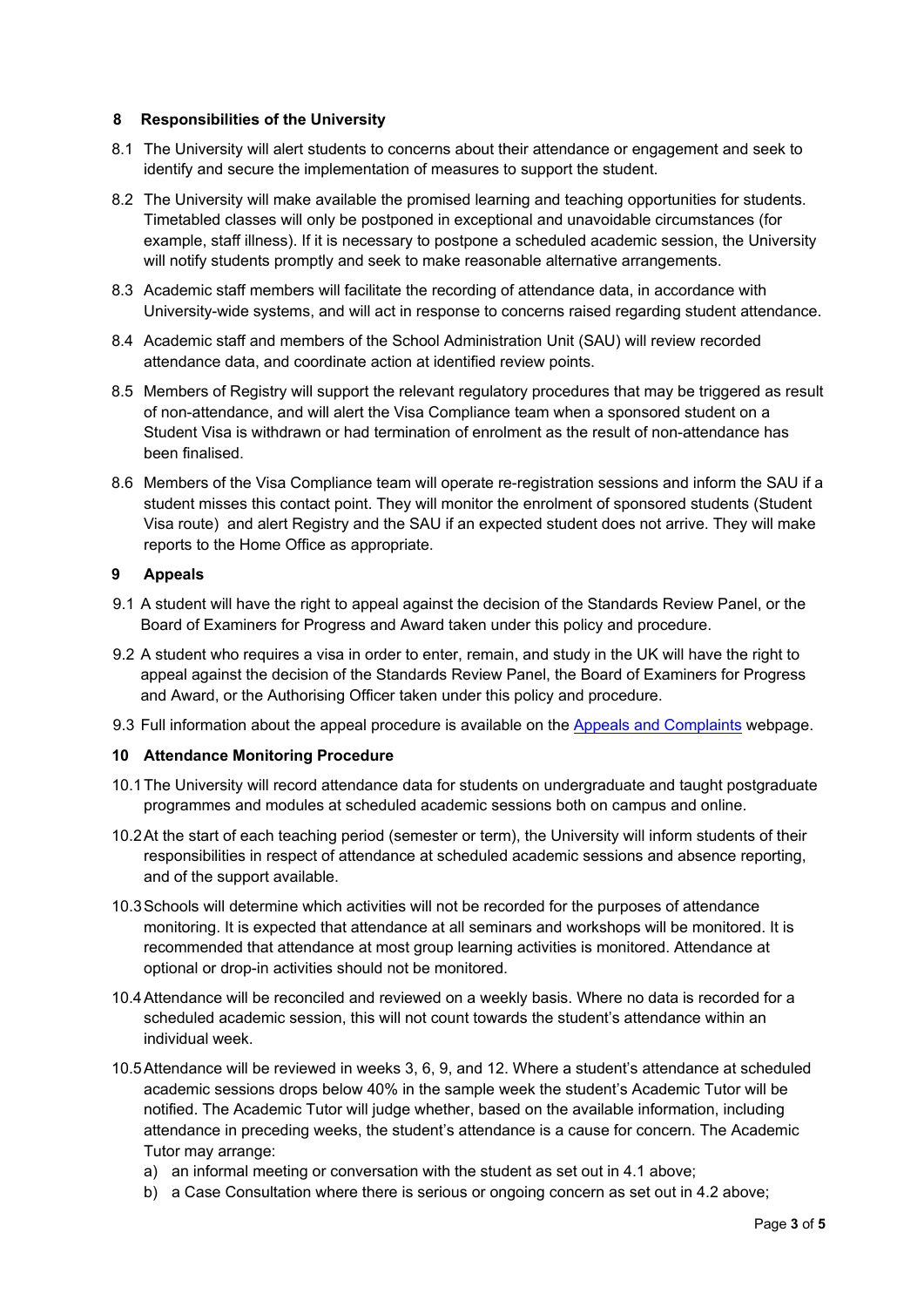## 8 Responsibilities of the University

8.1 The University will alert students to concerns about their attendance or engagement and seek to identify and secure the implementation of measures to support the student.

8.2 The University will make available the promised learning and teaching opportunities for students. Timetabled classes will only be postponed in exceptional and unavoidable circumstances (for example, staff illness). If it is necessary to postpone a scheduled academic session, the University will notify students promptly and seek to make reasonable alternative arrangements.

8.3 Academic staff members will facilitate the recording of attendance data, in accordance with University-wide systems, and will act in response to concerns raised regarding student attendance.

8.4 Academic staff and members of the School Administration Unit (SAU) will review recorded attendance data, and coordinate action at identified review points.

8.5 Members of Registry will support the relevant regulatory procedures that may be triggered as result of non-attendance, and will alert the Visa Compliance team when a sponsored student on a Student Visa is withdrawn or had termination of enrolment as the result of non-attendance has been finalised.

8.6 Members of the Visa Compliance team will operate re-registration sessions and inform the SAU if a student misses this contact point. They will monitor the enrolment of sponsored students (Student Visa route) and alert Registry and the SAU if an expected student does not arrive. They will make reports to the Home Office as appropriate.

## 9 Appeals

9.1 A student will have the right to appeal against the decision of the Standards Review Panel, or the Board of Examiners for Progress and Award taken under this policy and procedure.

9.2 A student who requires a visa in order to enter, remain, and study in the UK will have the right to appeal against the decision of the Standards Review Panel, the Board of Examiners for Progress and Award, or the Authorising Officer taken under this policy and procedure.

9.3 Full information about the appeal procedure is available on the [Appeals and Complaints] webpage.

## 10 Attendance Monitoring Procedure

10.1 The University will record attendance data for students on undergraduate and taught postgraduate programmes and modules at scheduled academic sessions both on campus and online.

10.2 At the start of each teaching period (semester or term), the University will inform students of their responsibilities in respect of attendance at scheduled academic sessions and absence reporting, and of the support available.

10.3 Schools will determine which activities will not be recorded for the purposes of attendance monitoring. It is expected that attendance at all seminars and workshops will be monitored. It is recommended that attendance at most group learning activities is monitored. Attendance at optional or drop-in activities should not be monitored.

10.4 Attendance will be reconciled and reviewed on a weekly basis. Where no data is recorded for a scheduled academic session, this will not count towards the student's attendance within an individual week.

10.5 Attendance will be reviewed in weeks 3, 6, 9, and 12. Where a student's attendance at scheduled academic sessions drops below 40% in the sample week the student's Academic Tutor will be notified. The Academic Tutor will judge whether, based on the available information, including attendance in preceding weeks, the student's attendance is a cause for concern. The Academic Tutor may arrange:

a) an informal meeting or conversation with the student as set out in 4.1 above;
b) a Case Consultation where there is serious or ongoing concern as set out in 4.2 above;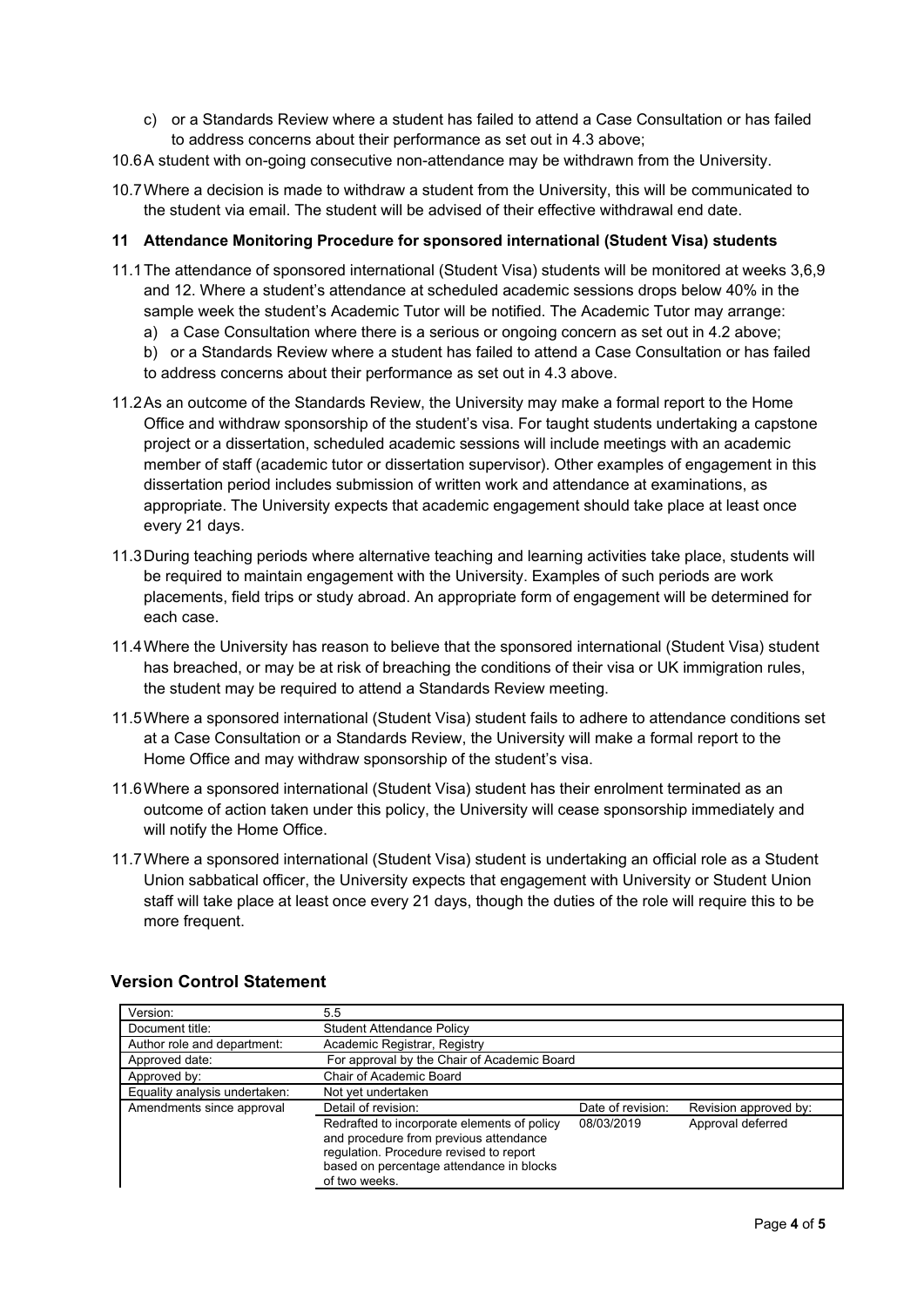c) or a Standards Review where a student has failed to attend a Case Consultation or has failed to address concerns about their performance as set out in 4.3 above;

10.6 A student with on-going consecutive non-attendance may be withdrawn from the University.

10.7 Where a decision is made to withdraw a student from the University, this will be communicated to the student via email. The student will be advised of their effective withdrawal end date.

## 11 Attendance Monitoring Procedure for sponsored international (Student Visa) students

11.1 The attendance of sponsored international (Student Visa) students will be monitored at weeks 3,6,9 and 12. Where a student's attendance at scheduled academic sessions drops below 40% in the sample week the student's Academic Tutor will be notified. The Academic Tutor may arrange:

a) a Case Consultation where there is a serious or ongoing concern as set out in 4.2 above;

b) or a Standards Review where a student has failed to attend a Case Consultation or has failed to address concerns about their performance as set out in 4.3 above.

11.2 As an outcome of the Standards Review, the University may make a formal report to the Home Office and withdraw sponsorship of the student's visa. For taught students undertaking a capstone project or a dissertation, scheduled academic sessions will include meetings with an academic member of staff (academic tutor or dissertation supervisor). Other examples of engagement in this dissertation period includes submission of written work and attendance at examinations, as appropriate. The University expects that academic engagement should take place at least once every 21 days.

11.3 During teaching periods where alternative teaching and learning activities take place, students will be required to maintain engagement with the University. Examples of such periods are work placements, field trips or study abroad. An appropriate form of engagement will be determined for each case.

11.4 Where the University has reason to believe that the sponsored international (Student Visa) student has breached, or may be at risk of breaching the conditions of their visa or UK immigration rules, the student may be required to attend a Standards Review meeting.

11.5 Where a sponsored international (Student Visa) student fails to adhere to attendance conditions set at a Case Consultation or a Standards Review, the University will make a formal report to the Home Office and may withdraw sponsorship of the student's visa.

11.6 Where a sponsored international (Student Visa) student has their enrolment terminated as an outcome of action taken under this policy, the University will cease sponsorship immediately and will notify the Home Office.

11.7 Where a sponsored international (Student Visa) student is undertaking an official role as a Student Union sabbatical officer, the University expects that engagement with University or Student Union staff will take place at least once every 21 days, though the duties of the role will require this to be more frequent.

## Version Control Statement

| Version: | 5.5 | | |
|---|---|---|---|
| Document title: | Student Attendance Policy | | |
| Author role and department: | Academic Registrar, Registry | | |
| Approved date: | For approval by the Chair of Academic Board | | |
| Approved by: | Chair of Academic Board | | |
| Equality analysis undertaken: | Not yet undertaken | | |
| Amendments since approval | Detail of revision: | Date of revision: | Revision approved by: |
| | Redrafted to incorporate elements of policy and procedure from previous attendance regulation. Procedure revised to report based on percentage attendance in blocks of two weeks. | 08/03/2019 | Approval deferred |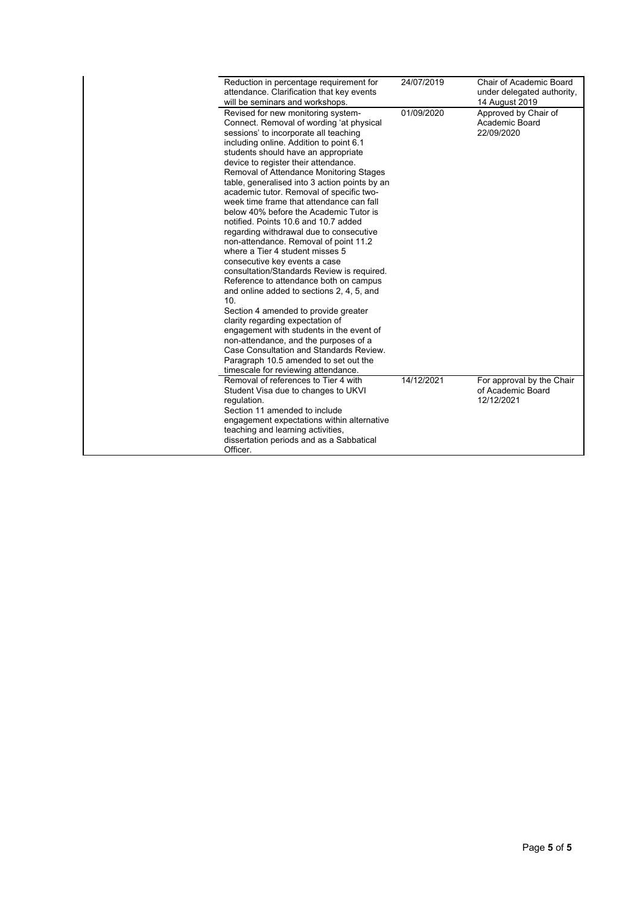| | | | |
|---|---|---|---|
| | Reduction in percentage requirement for attendance. Clarification that key events will be seminars and workshops. | 24/07/2019 | Chair of Academic Board under delegated authority, 14 August 2019 |
| | Revised for new monitoring system- Connect. Removal of wording 'at physical sessions' to incorporate all teaching including online. Addition to point 6.1 students should have an appropriate device to register their attendance. Removal of Attendance Monitoring Stages table, generalised into 3 action points by an academic tutor. Removal of specific two-week time frame that attendance can fall below 40% before the Academic Tutor is notified. Points 10.6 and 10.7 added regarding withdrawal due to consecutive non-attendance. Removal of point 11.2 where a Tier 4 student misses 5 consecutive key events a case consultation/Standards Review is required. Reference to attendance both on campus and online added to sections 2, 4, 5, and 10.<br>Section 4 amended to provide greater clarity regarding expectation of engagement with students in the event of non-attendance, and the purposes of a Case Consultation and Standards Review. Paragraph 10.5 amended to set out the timescale for reviewing attendance. | 01/09/2020 | Approved by Chair of Academic Board 22/09/2020 |
| | Removal of references to Tier 4 with Student Visa due to changes to UKVI regulation.<br>Section 11 amended to include engagement expectations within alternative teaching and learning activities, dissertation periods and as a Sabbatical Officer. | 14/12/2021 | For approval by the Chair of Academic Board 12/12/2021 |